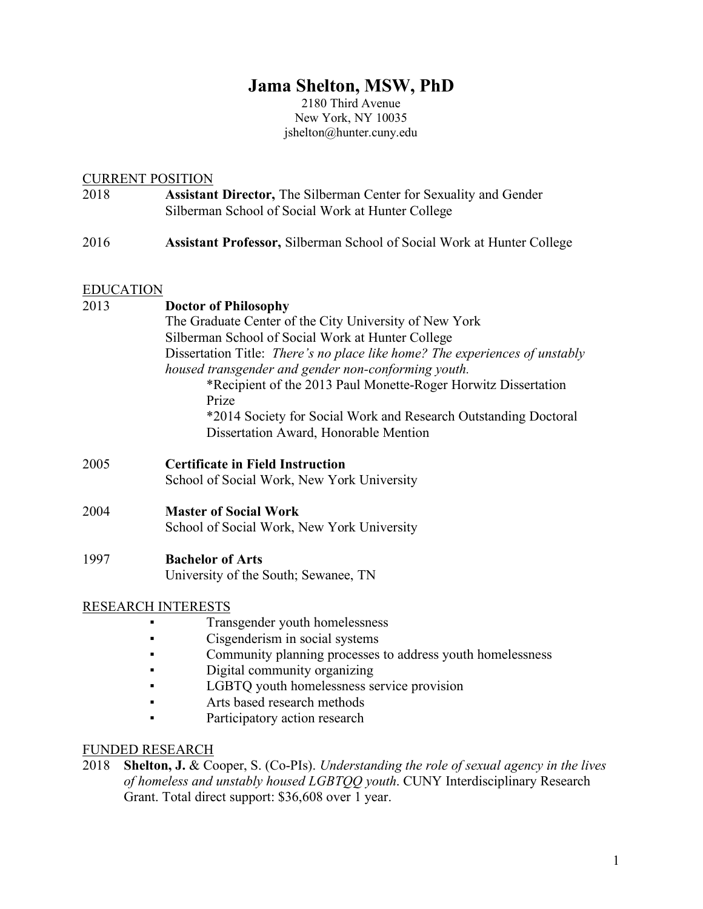# Jama Shelton, MSW, PhD

2180 Third Avenue
New York, NY 10035
jshelton@hunter.cuny.edu

## CURRENT POSITION

2018 **Assistant Director,** The Silberman Center for Sexuality and Gender
Silberman School of Social Work at Hunter College

2016 **Assistant Professor,** Silberman School of Social Work at Hunter College

## EDUCATION

2013 **Doctor of Philosophy**
The Graduate Center of the City University of New York
Silberman School of Social Work at Hunter College
Dissertation Title: *There's no place like home? The experiences of unstably housed transgender and gender non-conforming youth.*

- *Recipient of the 2013 Paul Monette-Roger Horwitz Dissertation Prize
- *2014 Society for Social Work and Research Outstanding Doctoral Dissertation Award, Honorable Mention

2005 **Certificate in Field Instruction**
School of Social Work, New York University

2004 **Master of Social Work**
School of Social Work, New York University

1997 **Bachelor of Arts**
University of the South; Sewanee, TN

## RESEARCH INTERESTS

- Transgender youth homelessness
- Cisgenderism in social systems
- Community planning processes to address youth homelessness
- Digital community organizing
- LGBTQ youth homelessness service provision
- Arts based research methods
- Participatory action research

## FUNDED RESEARCH

2018 **Shelton, J.** & Cooper, S. (Co-PIs). *Understanding the role of sexual agency in the lives of homeless and unstably housed LGBTQQ youth*. CUNY Interdisciplinary Research Grant. Total direct support: $36,608 over 1 year.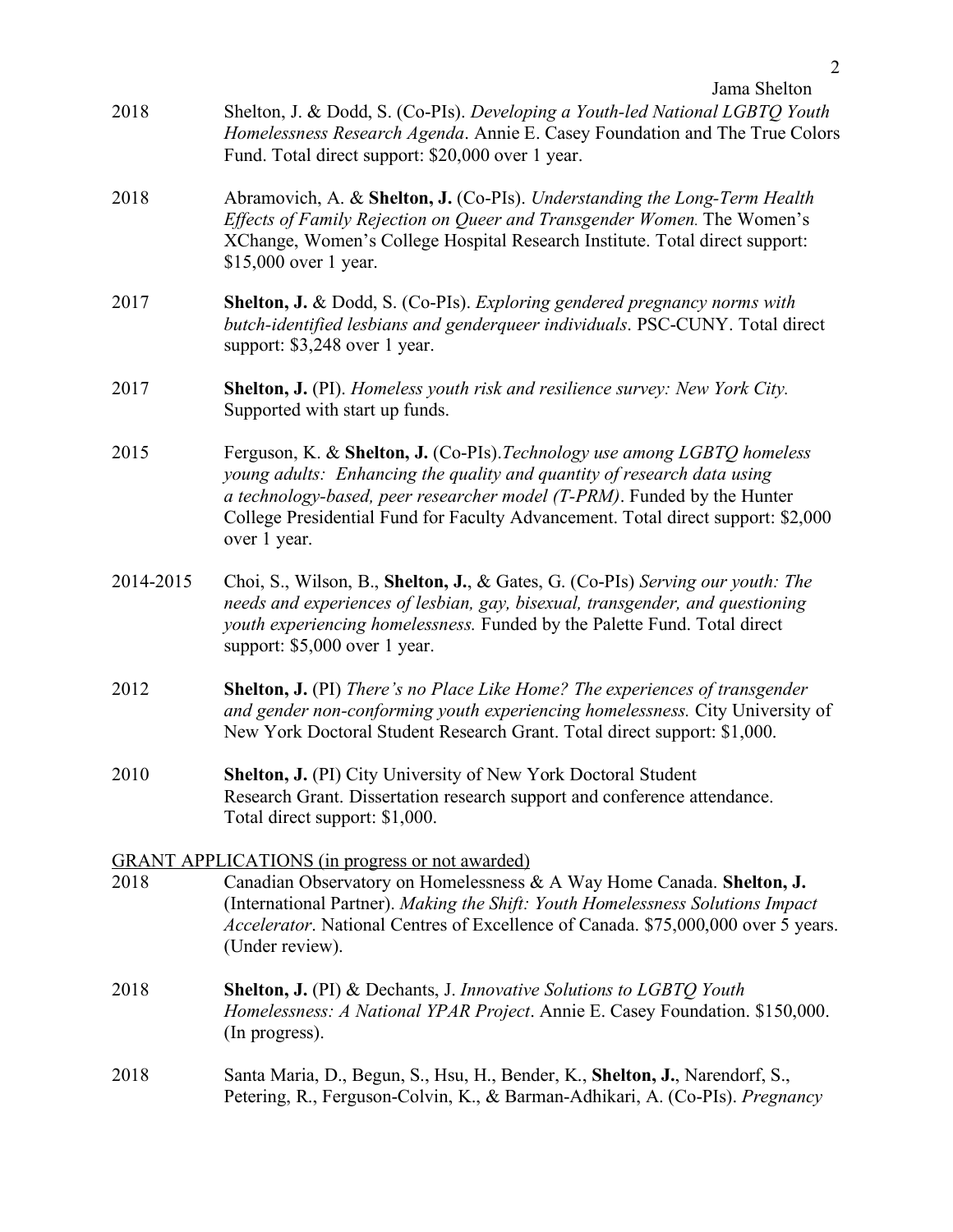2018 Shelton, J. & Dodd, S. (Co-PIs). *Developing a Youth-led National LGBTQ Youth Homelessness Research Agenda*. Annie E. Casey Foundation and The True Colors Fund. Total direct support: $20,000 over 1 year.

2018 Abramovich, A. & **Shelton, J.** (Co-PIs). *Understanding the Long-Term Health Effects of Family Rejection on Queer and Transgender Women.* The Women's XChange, Women's College Hospital Research Institute. Total direct support: $15,000 over 1 year.

2017 **Shelton, J.** & Dodd, S. (Co-PIs). *Exploring gendered pregnancy norms with butch-identified lesbians and genderqueer individuals*. PSC-CUNY. Total direct support: $3,248 over 1 year.

2017 **Shelton, J.** (PI). *Homeless youth risk and resilience survey: New York City.* Supported with start up funds.

2015 Ferguson, K. & **Shelton, J.** (Co-PIs).*Technology use among LGBTQ homeless young adults: Enhancing the quality and quantity of research data using a technology-based, peer researcher model (T-PRM)*. Funded by the Hunter College Presidential Fund for Faculty Advancement. Total direct support: $2,000 over 1 year.

2014-2015 Choi, S., Wilson, B., **Shelton, J.**, & Gates, G. (Co-PIs) *Serving our youth: The needs and experiences of lesbian, gay, bisexual, transgender, and questioning youth experiencing homelessness.* Funded by the Palette Fund. Total direct support: $5,000 over 1 year.

2012 **Shelton, J.** (PI) *There's no Place Like Home? The experiences of transgender and gender non-conforming youth experiencing homelessness.* City University of New York Doctoral Student Research Grant. Total direct support: $1,000.

2010 **Shelton, J.** (PI) City University of New York Doctoral Student Research Grant. Dissertation research support and conference attendance. Total direct support: $1,000.

GRANT APPLICATIONS (in progress or not awarded)

2018 Canadian Observatory on Homelessness & A Way Home Canada. **Shelton, J.** (International Partner). *Making the Shift: Youth Homelessness Solutions Impact Accelerator*. National Centres of Excellence of Canada. $75,000,000 over 5 years. (Under review).

2018 **Shelton, J.** (PI) & Dechants, J. *Innovative Solutions to LGBTQ Youth Homelessness: A National YPAR Project*. Annie E. Casey Foundation. $150,000. (In progress).

2018 Santa Maria, D., Begun, S., Hsu, H., Bender, K., **Shelton, J.**, Narendorf, S., Petering, R., Ferguson-Colvin, K., & Barman-Adhikari, A. (Co-PIs). *Pregnancy*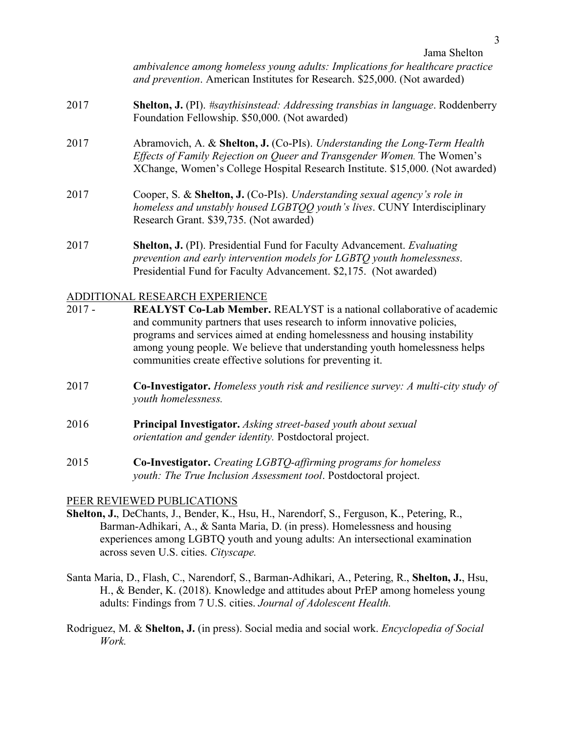*ambivalence among homeless young adults: Implications for healthcare practice and prevention*. American Institutes for Research. $25,000. (Not awarded)

2017 **Shelton, J.** (PI). *#saythisinstead: Addressing transbias in language*. Roddenberry Foundation Fellowship. $50,000. (Not awarded)

2017 Abramovich, A. & **Shelton, J.** (Co-PIs). *Understanding the Long-Term Health Effects of Family Rejection on Queer and Transgender Women.* The Women's XChange, Women's College Hospital Research Institute. $15,000. (Not awarded)

2017 Cooper, S. & **Shelton, J.** (Co-PIs). *Understanding sexual agency's role in homeless and unstably housed LGBTQQ youth's lives*. CUNY Interdisciplinary Research Grant. $39,735. (Not awarded)

2017 **Shelton, J.** (PI). Presidential Fund for Faculty Advancement. *Evaluating prevention and early intervention models for LGBTQ youth homelessness*. Presidential Fund for Faculty Advancement. $2,175. (Not awarded)

## ADDITIONAL RESEARCH EXPERIENCE

2017 - **REALYST Co-Lab Member.** REALYST is a national collaborative of academic and community partners that uses research to inform innovative policies, programs and services aimed at ending homelessness and housing instability among young people. We believe that understanding youth homelessness helps communities create effective solutions for preventing it.

2017 **Co-Investigator.** *Homeless youth risk and resilience survey: A multi-city study of youth homelessness.*

2016 **Principal Investigator.** *Asking street-based youth about sexual orientation and gender identity.* Postdoctoral project.

2015 **Co-Investigator.** *Creating LGBTQ-affirming programs for homeless youth: The True Inclusion Assessment tool*. Postdoctoral project.

## PEER REVIEWED PUBLICATIONS

**Shelton, J.**, DeChants, J., Bender, K., Hsu, H., Narendorf, S., Ferguson, K., Petering, R., Barman-Adhikari, A., & Santa Maria, D. (in press). Homelessness and housing experiences among LGBTQ youth and young adults: An intersectional examination across seven U.S. cities. *Cityscape.*

Santa Maria, D., Flash, C., Narendorf, S., Barman-Adhikari, A., Petering, R., **Shelton, J.**, Hsu, H., & Bender, K. (2018). Knowledge and attitudes about PrEP among homeless young adults: Findings from 7 U.S. cities. *Journal of Adolescent Health.*

Rodriguez, M. & **Shelton, J.** (in press). Social media and social work. *Encyclopedia of Social Work.*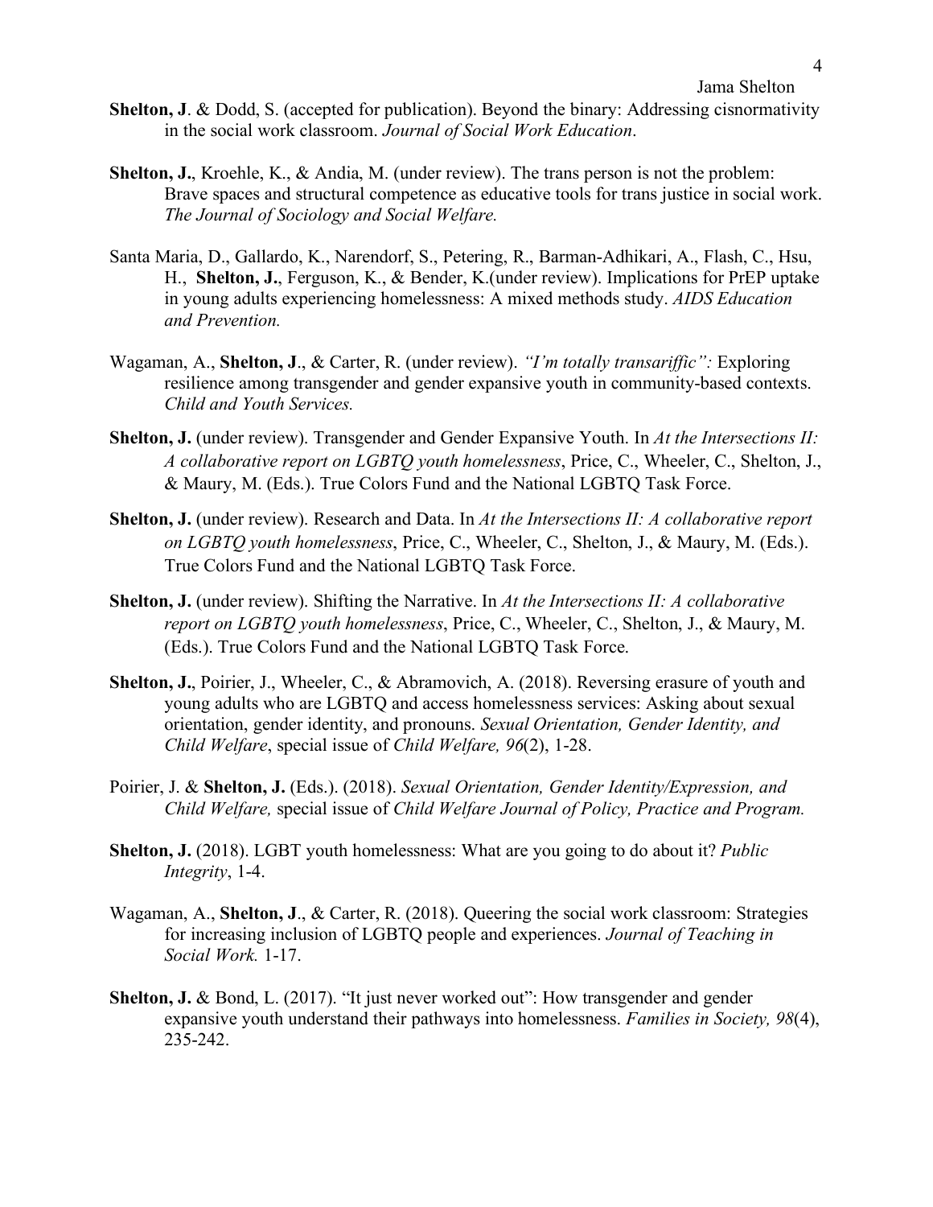**Shelton, J**. & Dodd, S. (accepted for publication). Beyond the binary: Addressing cisnormativity in the social work classroom. *Journal of Social Work Education*.

**Shelton, J.**, Kroehle, K., & Andia, M. (under review). The trans person is not the problem: Brave spaces and structural competence as educative tools for trans justice in social work. *The Journal of Sociology and Social Welfare.*

Santa Maria, D., Gallardo, K., Narendorf, S., Petering, R., Barman-Adhikari, A., Flash, C., Hsu, H., **Shelton, J.**, Ferguson, K., & Bender, K.(under review). Implications for PrEP uptake in young adults experiencing homelessness: A mixed methods study. *AIDS Education and Prevention.*

Wagaman, A., **Shelton, J**., & Carter, R. (under review). *"I'm totally transariffic":* Exploring resilience among transgender and gender expansive youth in community-based contexts. *Child and Youth Services.*

**Shelton, J.** (under review). Transgender and Gender Expansive Youth. In *At the Intersections II: A collaborative report on LGBTQ youth homelessness*, Price, C., Wheeler, C., Shelton, J., & Maury, M. (Eds.). True Colors Fund and the National LGBTQ Task Force.

**Shelton, J.** (under review). Research and Data. In *At the Intersections II: A collaborative report on LGBTQ youth homelessness*, Price, C., Wheeler, C., Shelton, J., & Maury, M. (Eds.). True Colors Fund and the National LGBTQ Task Force.

**Shelton, J.** (under review). Shifting the Narrative. In *At the Intersections II: A collaborative report on LGBTQ youth homelessness*, Price, C., Wheeler, C., Shelton, J., & Maury, M. (Eds.). True Colors Fund and the National LGBTQ Task Force.

**Shelton, J.**, Poirier, J., Wheeler, C., & Abramovich, A. (2018). Reversing erasure of youth and young adults who are LGBTQ and access homelessness services: Asking about sexual orientation, gender identity, and pronouns. *Sexual Orientation, Gender Identity, and Child Welfare*, special issue of *Child Welfare, 96*(2), 1-28.

Poirier, J. & **Shelton, J.** (Eds.). (2018). *Sexual Orientation, Gender Identity/Expression, and Child Welfare,* special issue of *Child Welfare Journal of Policy, Practice and Program.*

**Shelton, J.** (2018). LGBT youth homelessness: What are you going to do about it? *Public Integrity*, 1-4.

Wagaman, A., **Shelton, J**., & Carter, R. (2018). Queering the social work classroom: Strategies for increasing inclusion of LGBTQ people and experiences. *Journal of Teaching in Social Work.* 1-17.

**Shelton, J.** & Bond, L. (2017). "It just never worked out": How transgender and gender expansive youth understand their pathways into homelessness. *Families in Society, 98*(4), 235-242.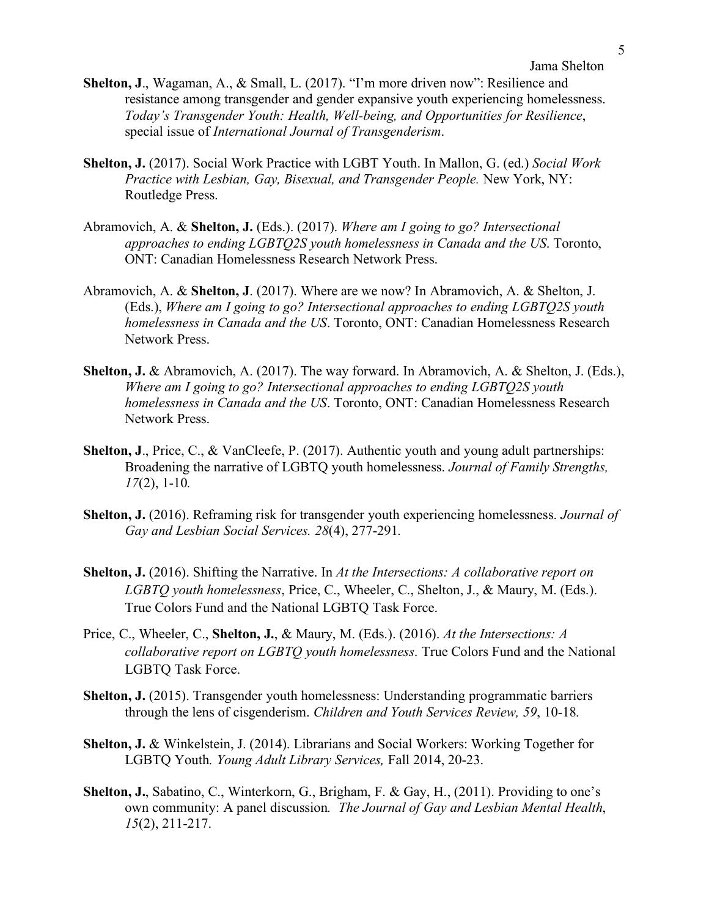**Shelton, J**., Wagaman, A., & Small, L. (2017). "I'm more driven now": Resilience and resistance among transgender and gender expansive youth experiencing homelessness. *Today's Transgender Youth: Health, Well-being, and Opportunities for Resilience*, special issue of *International Journal of Transgenderism*.

**Shelton, J.** (2017). Social Work Practice with LGBT Youth. In Mallon, G. (ed.) *Social Work Practice with Lesbian, Gay, Bisexual, and Transgender People.* New York, NY: Routledge Press.

Abramovich, A. & **Shelton, J.** (Eds.). (2017). *Where am I going to go? Intersectional approaches to ending LGBTQ2S youth homelessness in Canada and the US*. Toronto, ONT: Canadian Homelessness Research Network Press.

Abramovich, A. & **Shelton, J**. (2017). Where are we now? In Abramovich, A. & Shelton, J. (Eds.), *Where am I going to go? Intersectional approaches to ending LGBTQ2S youth homelessness in Canada and the US*. Toronto, ONT: Canadian Homelessness Research Network Press.

**Shelton, J.** & Abramovich, A. (2017). The way forward. In Abramovich, A. & Shelton, J. (Eds.), *Where am I going to go? Intersectional approaches to ending LGBTQ2S youth homelessness in Canada and the US*. Toronto, ONT: Canadian Homelessness Research Network Press.

**Shelton, J**., Price, C., & VanCleefe, P. (2017). Authentic youth and young adult partnerships: Broadening the narrative of LGBTQ youth homelessness. *Journal of Family Strengths, 17*(2), 1-10*.*

**Shelton, J.** (2016). Reframing risk for transgender youth experiencing homelessness. *Journal of Gay and Lesbian Social Services. 28*(4), 277-291*.*

**Shelton, J.** (2016). Shifting the Narrative. In *At the Intersections: A collaborative report on LGBTQ youth homelessness*, Price, C., Wheeler, C., Shelton, J., & Maury, M. (Eds.). True Colors Fund and the National LGBTQ Task Force.

Price, C., Wheeler, C., **Shelton, J.**, & Maury, M. (Eds.). (2016). *At the Intersections: A collaborative report on LGBTQ youth homelessness*. True Colors Fund and the National LGBTQ Task Force.

**Shelton, J.** (2015). Transgender youth homelessness: Understanding programmatic barriers through the lens of cisgenderism. *Children and Youth Services Review, 59*, 10-18*.*

**Shelton, J.** & Winkelstein, J. (2014). Librarians and Social Workers: Working Together for LGBTQ Youth*. Young Adult Library Services,* Fall 2014, 20-23.

**Shelton, J.**, Sabatino, C., Winterkorn, G., Brigham, F. & Gay, H., (2011). Providing to one's own community: A panel discussion*. The Journal of Gay and Lesbian Mental Health*, *15*(2), 211-217.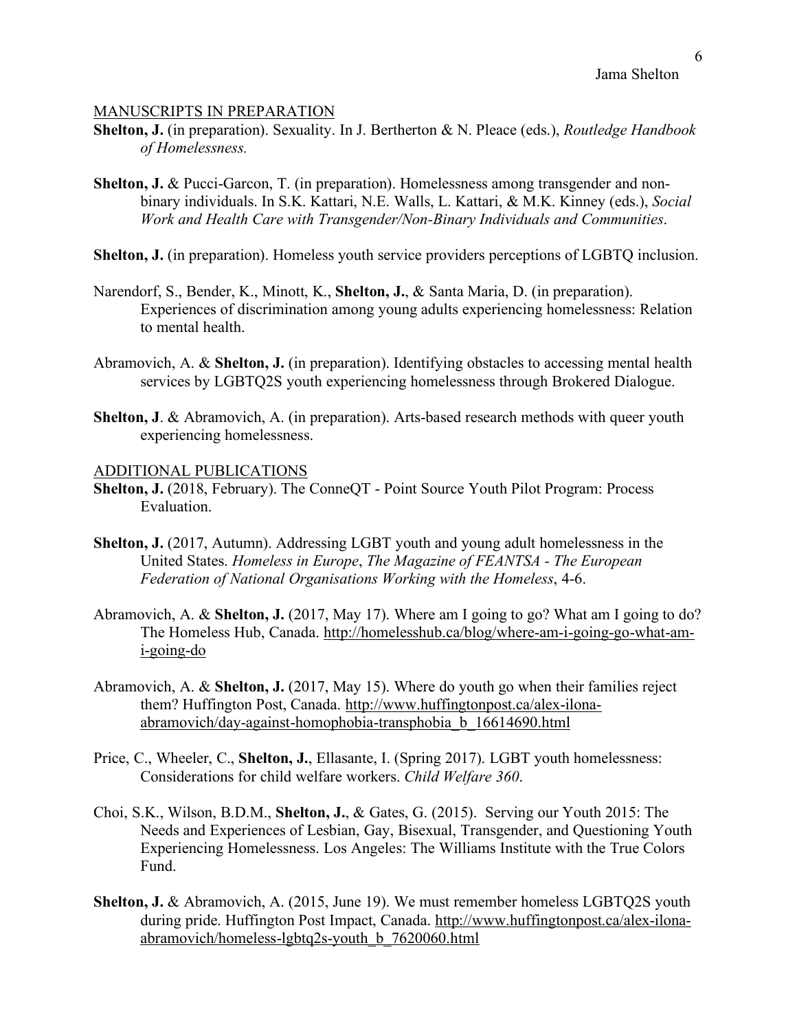## MANUSCRIPTS IN PREPARATION

**Shelton, J.** (in preparation). Sexuality. In J. Bertherton & N. Pleace (eds.), *Routledge Handbook of Homelessness.*

**Shelton, J.** & Pucci-Garcon, T. (in preparation). Homelessness among transgender and non-binary individuals. In S.K. Kattari, N.E. Walls, L. Kattari, & M.K. Kinney (eds.), *Social Work and Health Care with Transgender/Non-Binary Individuals and Communities*.

**Shelton, J.** (in preparation). Homeless youth service providers perceptions of LGBTQ inclusion.

Narendorf, S., Bender, K., Minott, K., **Shelton, J.**, & Santa Maria, D. (in preparation). Experiences of discrimination among young adults experiencing homelessness: Relation to mental health.

Abramovich, A. & **Shelton, J.** (in preparation). Identifying obstacles to accessing mental health services by LGBTQ2S youth experiencing homelessness through Brokered Dialogue.

**Shelton, J**. & Abramovich, A. (in preparation). Arts-based research methods with queer youth experiencing homelessness.

## ADDITIONAL PUBLICATIONS

**Shelton, J.** (2018, February). The ConneQT - Point Source Youth Pilot Program: Process Evaluation.

**Shelton, J.** (2017, Autumn). Addressing LGBT youth and young adult homelessness in the United States. *Homeless in Europe*, *The Magazine of FEANTSA - The European Federation of National Organisations Working with the Homeless*, 4-6.

Abramovich, A. & **Shelton, J.** (2017, May 17). Where am I going to go? What am I going to do? The Homeless Hub, Canada. http://homelesshub.ca/blog/where-am-i-going-go-what-am-i-going-do

Abramovich, A. & **Shelton, J.** (2017, May 15). Where do youth go when their families reject them? Huffington Post, Canada. http://www.huffingtonpost.ca/alex-ilona-abramovich/day-against-homophobia-transphobia_b_16614690.html

Price, C., Wheeler, C., **Shelton, J.**, Ellasante, I. (Spring 2017). LGBT youth homelessness: Considerations for child welfare workers. *Child Welfare 360*.

Choi, S.K., Wilson, B.D.M., **Shelton, J.**, & Gates, G. (2015). Serving our Youth 2015: The Needs and Experiences of Lesbian, Gay, Bisexual, Transgender, and Questioning Youth Experiencing Homelessness. Los Angeles: The Williams Institute with the True Colors Fund.

**Shelton, J.** & Abramovich, A. (2015, June 19). We must remember homeless LGBTQ2S youth during pride. Huffington Post Impact, Canada. http://www.huffingtonpost.ca/alex-ilona-abramovich/homeless-lgbtq2s-youth_b_7620060.html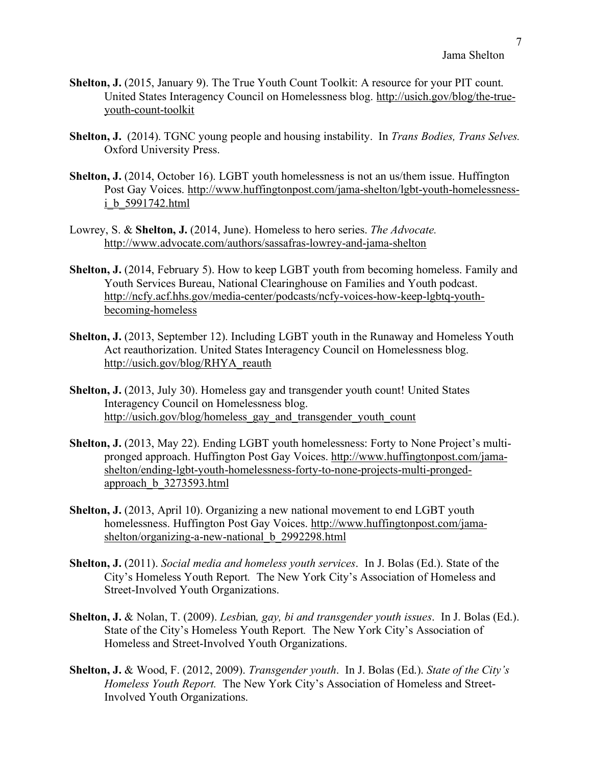**Shelton, J.** (2015, January 9). The True Youth Count Toolkit: A resource for your PIT count. United States Interagency Council on Homelessness blog. http://usich.gov/blog/the-true-youth-count-toolkit

**Shelton, J.** (2014). TGNC young people and housing instability. In *Trans Bodies, Trans Selves.* Oxford University Press.

**Shelton, J.** (2014, October 16). LGBT youth homelessness is not an us/them issue. Huffington Post Gay Voices. http://www.huffingtonpost.com/jama-shelton/lgbt-youth-homelessness-i_b_5991742.html

Lowrey, S. & **Shelton, J.** (2014, June). Homeless to hero series. *The Advocate.* http://www.advocate.com/authors/sassafras-lowrey-and-jama-shelton

**Shelton, J.** (2014, February 5). How to keep LGBT youth from becoming homeless. Family and Youth Services Bureau, National Clearinghouse on Families and Youth podcast. http://ncfy.acf.hhs.gov/media-center/podcasts/ncfy-voices-how-keep-lgbtq-youth-becoming-homeless

**Shelton, J.** (2013, September 12). Including LGBT youth in the Runaway and Homeless Youth Act reauthorization. United States Interagency Council on Homelessness blog. http://usich.gov/blog/RHYA_reauth

**Shelton, J.** (2013, July 30). Homeless gay and transgender youth count! United States Interagency Council on Homelessness blog. http://usich.gov/blog/homeless_gay_and_transgender_youth_count

**Shelton, J.** (2013, May 22). Ending LGBT youth homelessness: Forty to None Project's multi-pronged approach. Huffington Post Gay Voices. http://www.huffingtonpost.com/jama-shelton/ending-lgbt-youth-homelessness-forty-to-none-projects-multi-pronged-approach_b_3273593.html

**Shelton, J.** (2013, April 10). Organizing a new national movement to end LGBT youth homelessness. Huffington Post Gay Voices. http://www.huffingtonpost.com/jama-shelton/organizing-a-new-national_b_2992298.html

**Shelton, J.** (2011). *Social media and homeless youth services*. In J. Bolas (Ed.). State of the City's Homeless Youth Report*.* The New York City's Association of Homeless and Street-Involved Youth Organizations.

**Shelton, J.** & Nolan, T. (2009). *Lesb*ian*, gay, bi and transgender youth issues*. In J. Bolas (Ed.). State of the City's Homeless Youth Report*.* The New York City's Association of Homeless and Street-Involved Youth Organizations.

**Shelton, J.** & Wood, F. (2012, 2009). *Transgender youth*. In J. Bolas (Ed.). *State of the City's Homeless Youth Report.* The New York City's Association of Homeless and Street-Involved Youth Organizations.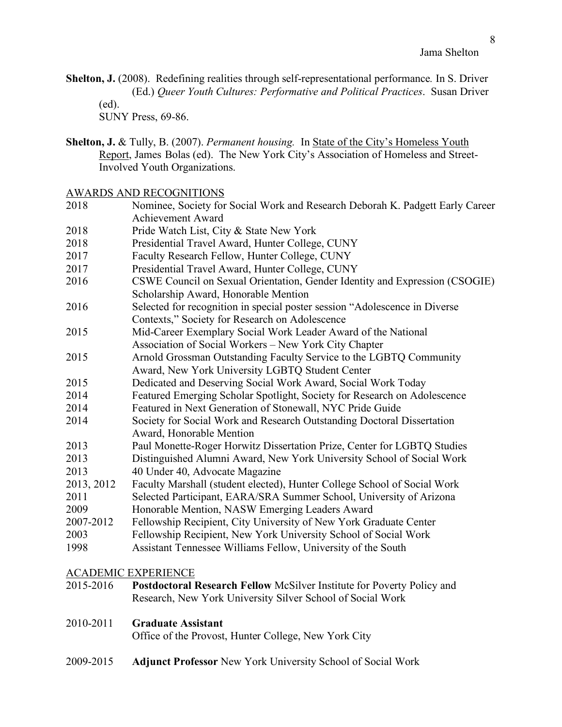**Shelton, J.** (2008). Redefining realities through self-representational performance. In S. Driver (Ed.) *Queer Youth Cultures: Performative and Political Practices*. Susan Driver (ed). SUNY Press, 69-86.

**Shelton, J.** & Tully, B. (2007). *Permanent housing.* In State of the City's Homeless Youth Report, James Bolas (ed). The New York City's Association of Homeless and Street-Involved Youth Organizations.

## AWARDS AND RECOGNITIONS

| | |
|---|---|
| 2018 | Nominee, Society for Social Work and Research Deborah K. Padgett Early Career Achievement Award |
| 2018 | Pride Watch List, City & State New York |
| 2018 | Presidential Travel Award, Hunter College, CUNY |
| 2017 | Faculty Research Fellow, Hunter College, CUNY |
| 2017 | Presidential Travel Award, Hunter College, CUNY |
| 2016 | CSWE Council on Sexual Orientation, Gender Identity and Expression (CSOGIE) Scholarship Award, Honorable Mention |
| 2016 | Selected for recognition in special poster session "Adolescence in Diverse Contexts," Society for Research on Adolescence |
| 2015 | Mid-Career Exemplary Social Work Leader Award of the National Association of Social Workers – New York City Chapter |
| 2015 | Arnold Grossman Outstanding Faculty Service to the LGBTQ Community Award, New York University LGBTQ Student Center |
| 2015 | Dedicated and Deserving Social Work Award, Social Work Today |
| 2014 | Featured Emerging Scholar Spotlight, Society for Research on Adolescence |
| 2014 | Featured in Next Generation of Stonewall, NYC Pride Guide |
| 2014 | Society for Social Work and Research Outstanding Doctoral Dissertation Award, Honorable Mention |
| 2013 | Paul Monette-Roger Horwitz Dissertation Prize, Center for LGBTQ Studies |
| 2013 | Distinguished Alumni Award, New York University School of Social Work |
| 2013 | 40 Under 40, Advocate Magazine |
| 2013, 2012 | Faculty Marshall (student elected), Hunter College School of Social Work |
| 2011 | Selected Participant, EARA/SRA Summer School, University of Arizona |
| 2009 | Honorable Mention, NASW Emerging Leaders Award |
| 2007-2012 | Fellowship Recipient, City University of New York Graduate Center |
| 2003 | Fellowship Recipient, New York University School of Social Work |
| 1998 | Assistant Tennessee Williams Fellow, University of the South |

## ACADEMIC EXPERIENCE

2015-2016 **Postdoctoral Research Fellow** McSilver Institute for Poverty Policy and Research, New York University Silver School of Social Work

2010-2011 **Graduate Assistant**
Office of the Provost, Hunter College, New York City

2009-2015 **Adjunct Professor** New York University School of Social Work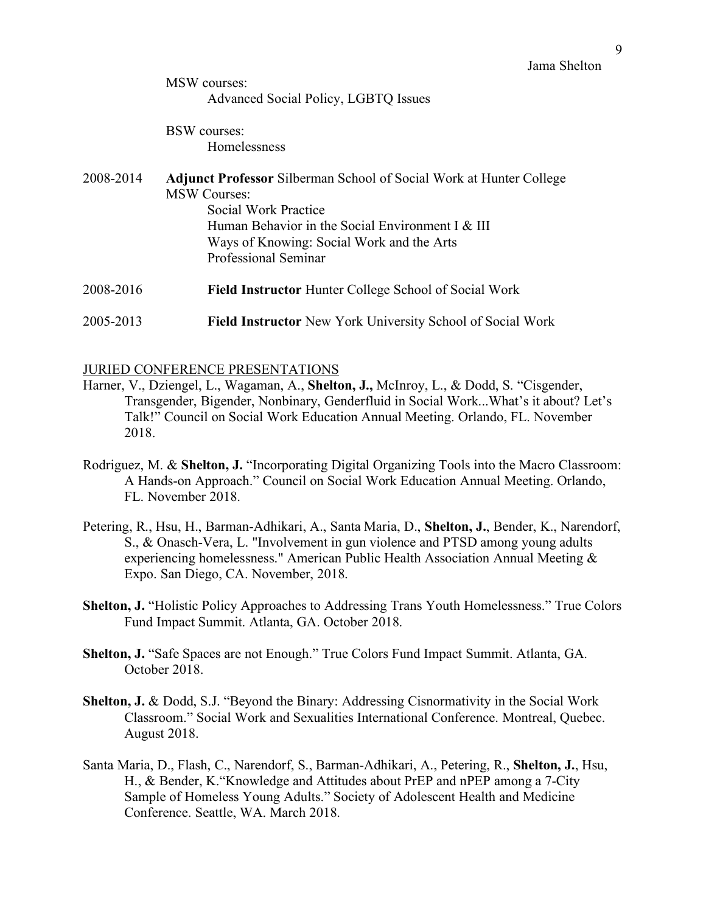MSW courses:
  Advanced Social Policy, LGBTQ Issues

BSW courses:
  Homelessness

2008-2014 **Adjunct Professor** Silberman School of Social Work at Hunter College
MSW Courses:
  Social Work Practice
  Human Behavior in the Social Environment I & III
  Ways of Knowing: Social Work and the Arts
  Professional Seminar

2008-2016 **Field Instructor** Hunter College School of Social Work

2005-2013 **Field Instructor** New York University School of Social Work

## JURIED CONFERENCE PRESENTATIONS

Harner, V., Dziengel, L., Wagaman, A., **Shelton, J.,** McInroy, L., & Dodd, S. "Cisgender, Transgender, Bigender, Nonbinary, Genderfluid in Social Work...What's it about? Let's Talk!" Council on Social Work Education Annual Meeting. Orlando, FL. November 2018.

Rodriguez, M. & **Shelton, J.** "Incorporating Digital Organizing Tools into the Macro Classroom: A Hands-on Approach." Council on Social Work Education Annual Meeting. Orlando, FL. November 2018.

Petering, R., Hsu, H., Barman-Adhikari, A., Santa Maria, D., **Shelton, J.**, Bender, K., Narendorf, S., & Onasch-Vera, L. "Involvement in gun violence and PTSD among young adults experiencing homelessness." American Public Health Association Annual Meeting & Expo. San Diego, CA. November, 2018.

**Shelton, J.** "Holistic Policy Approaches to Addressing Trans Youth Homelessness." True Colors Fund Impact Summit. Atlanta, GA. October 2018.

**Shelton, J.** "Safe Spaces are not Enough." True Colors Fund Impact Summit. Atlanta, GA. October 2018.

**Shelton, J.** & Dodd, S.J. "Beyond the Binary: Addressing Cisnormativity in the Social Work Classroom." Social Work and Sexualities International Conference. Montreal, Quebec. August 2018.

Santa Maria, D., Flash, C., Narendorf, S., Barman-Adhikari, A., Petering, R., **Shelton, J.**, Hsu, H., & Bender, K."Knowledge and Attitudes about PrEP and nPEP among a 7-City Sample of Homeless Young Adults." Society of Adolescent Health and Medicine Conference. Seattle, WA. March 2018.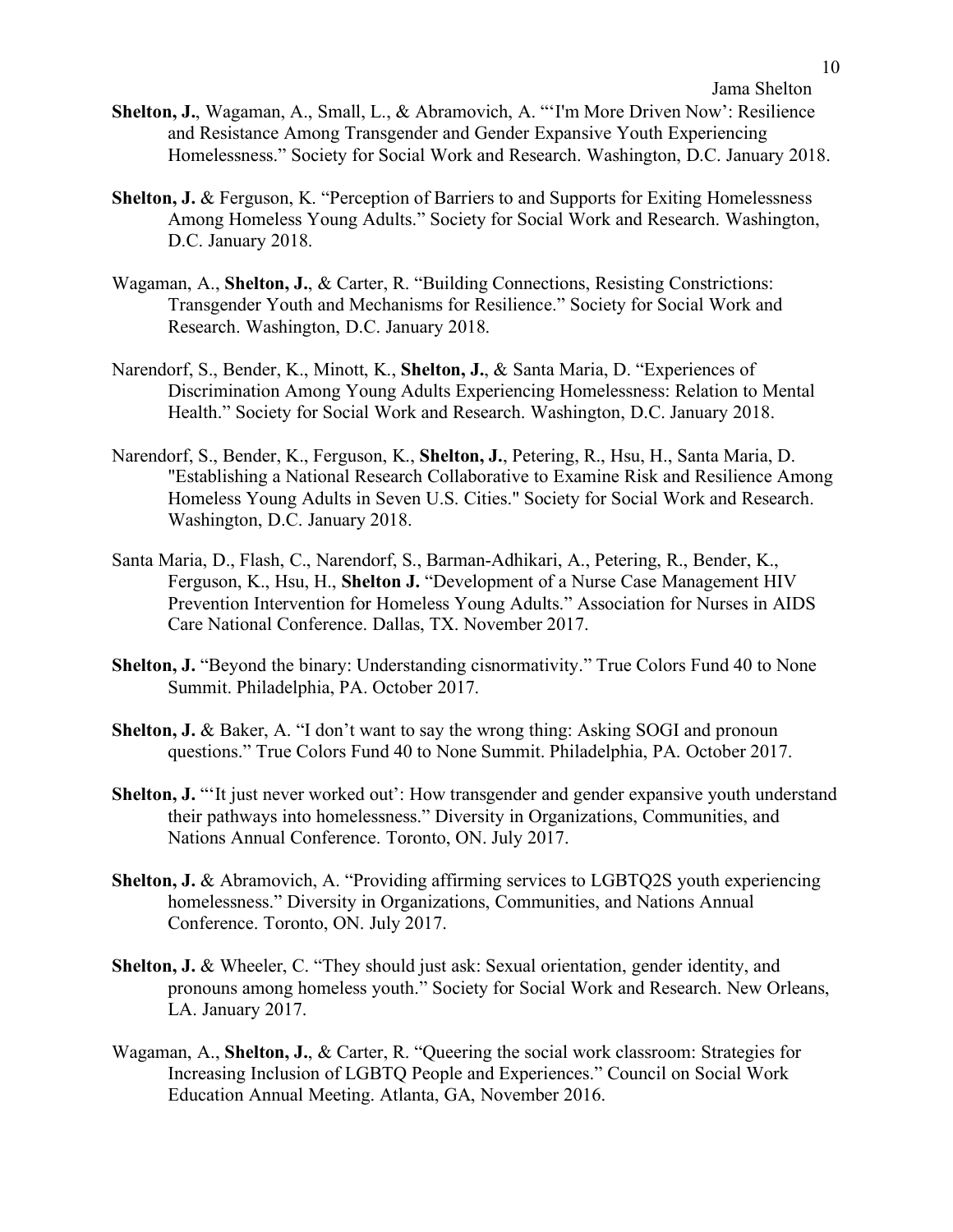**Shelton, J.**, Wagaman, A., Small, L., & Abramovich, A. "'I'm More Driven Now': Resilience and Resistance Among Transgender and Gender Expansive Youth Experiencing Homelessness." Society for Social Work and Research. Washington, D.C. January 2018.

**Shelton, J.** & Ferguson, K. "Perception of Barriers to and Supports for Exiting Homelessness Among Homeless Young Adults." Society for Social Work and Research. Washington, D.C. January 2018.

Wagaman, A., **Shelton, J.**, & Carter, R. "Building Connections, Resisting Constrictions: Transgender Youth and Mechanisms for Resilience." Society for Social Work and Research. Washington, D.C. January 2018.

Narendorf, S., Bender, K., Minott, K., **Shelton, J.**, & Santa Maria, D. "Experiences of Discrimination Among Young Adults Experiencing Homelessness: Relation to Mental Health." Society for Social Work and Research. Washington, D.C. January 2018.

Narendorf, S., Bender, K., Ferguson, K., **Shelton, J.**, Petering, R., Hsu, H., Santa Maria, D. "Establishing a National Research Collaborative to Examine Risk and Resilience Among Homeless Young Adults in Seven U.S. Cities." Society for Social Work and Research. Washington, D.C. January 2018.

Santa Maria, D., Flash, C., Narendorf, S., Barman-Adhikari, A., Petering, R., Bender, K., Ferguson, K., Hsu, H., **Shelton J.** "Development of a Nurse Case Management HIV Prevention Intervention for Homeless Young Adults." Association for Nurses in AIDS Care National Conference. Dallas, TX. November 2017.

**Shelton, J.** "Beyond the binary: Understanding cisnormativity." True Colors Fund 40 to None Summit. Philadelphia, PA. October 2017.

**Shelton, J.** & Baker, A. "I don't want to say the wrong thing: Asking SOGI and pronoun questions." True Colors Fund 40 to None Summit. Philadelphia, PA. October 2017.

**Shelton, J.** "'It just never worked out': How transgender and gender expansive youth understand their pathways into homelessness." Diversity in Organizations, Communities, and Nations Annual Conference. Toronto, ON. July 2017.

**Shelton, J.** & Abramovich, A. "Providing affirming services to LGBTQ2S youth experiencing homelessness." Diversity in Organizations, Communities, and Nations Annual Conference. Toronto, ON. July 2017.

**Shelton, J.** & Wheeler, C. "They should just ask: Sexual orientation, gender identity, and pronouns among homeless youth." Society for Social Work and Research. New Orleans, LA. January 2017.

Wagaman, A., **Shelton, J.**, & Carter, R. "Queering the social work classroom: Strategies for Increasing Inclusion of LGBTQ People and Experiences." Council on Social Work Education Annual Meeting. Atlanta, GA, November 2016.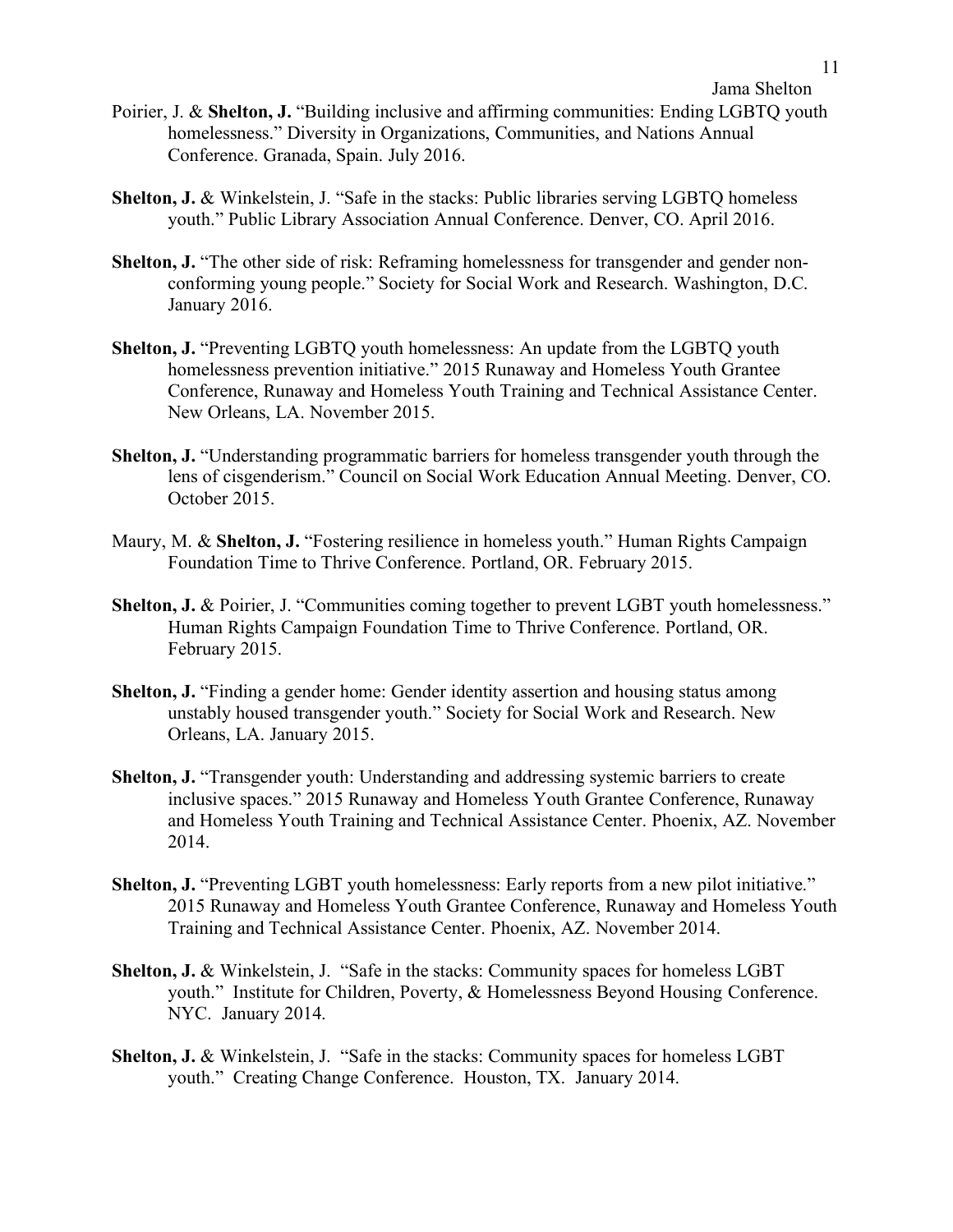Poirier, J. & **Shelton, J.** "Building inclusive and affirming communities: Ending LGBTQ youth homelessness." Diversity in Organizations, Communities, and Nations Annual Conference. Granada, Spain. July 2016.

**Shelton, J.** & Winkelstein, J. "Safe in the stacks: Public libraries serving LGBTQ homeless youth." Public Library Association Annual Conference. Denver, CO. April 2016.

**Shelton, J.** "The other side of risk: Reframing homelessness for transgender and gender non-conforming young people." Society for Social Work and Research. Washington, D.C. January 2016.

**Shelton, J.** "Preventing LGBTQ youth homelessness: An update from the LGBTQ youth homelessness prevention initiative." 2015 Runaway and Homeless Youth Grantee Conference, Runaway and Homeless Youth Training and Technical Assistance Center. New Orleans, LA. November 2015.

**Shelton, J.** "Understanding programmatic barriers for homeless transgender youth through the lens of cisgenderism." Council on Social Work Education Annual Meeting. Denver, CO. October 2015.

Maury, M. & **Shelton, J.** "Fostering resilience in homeless youth." Human Rights Campaign Foundation Time to Thrive Conference. Portland, OR. February 2015.

**Shelton, J.** & Poirier, J. "Communities coming together to prevent LGBT youth homelessness." Human Rights Campaign Foundation Time to Thrive Conference. Portland, OR. February 2015.

**Shelton, J.** "Finding a gender home: Gender identity assertion and housing status among unstably housed transgender youth." Society for Social Work and Research. New Orleans, LA. January 2015.

**Shelton, J.** "Transgender youth: Understanding and addressing systemic barriers to create inclusive spaces." 2015 Runaway and Homeless Youth Grantee Conference, Runaway and Homeless Youth Training and Technical Assistance Center. Phoenix, AZ. November 2014.

**Shelton, J.** "Preventing LGBT youth homelessness: Early reports from a new pilot initiative." 2015 Runaway and Homeless Youth Grantee Conference, Runaway and Homeless Youth Training and Technical Assistance Center. Phoenix, AZ. November 2014.

**Shelton, J.** & Winkelstein, J. "Safe in the stacks: Community spaces for homeless LGBT youth." Institute for Children, Poverty, & Homelessness Beyond Housing Conference. NYC. January 2014.

**Shelton, J.** & Winkelstein, J. "Safe in the stacks: Community spaces for homeless LGBT youth." Creating Change Conference. Houston, TX. January 2014.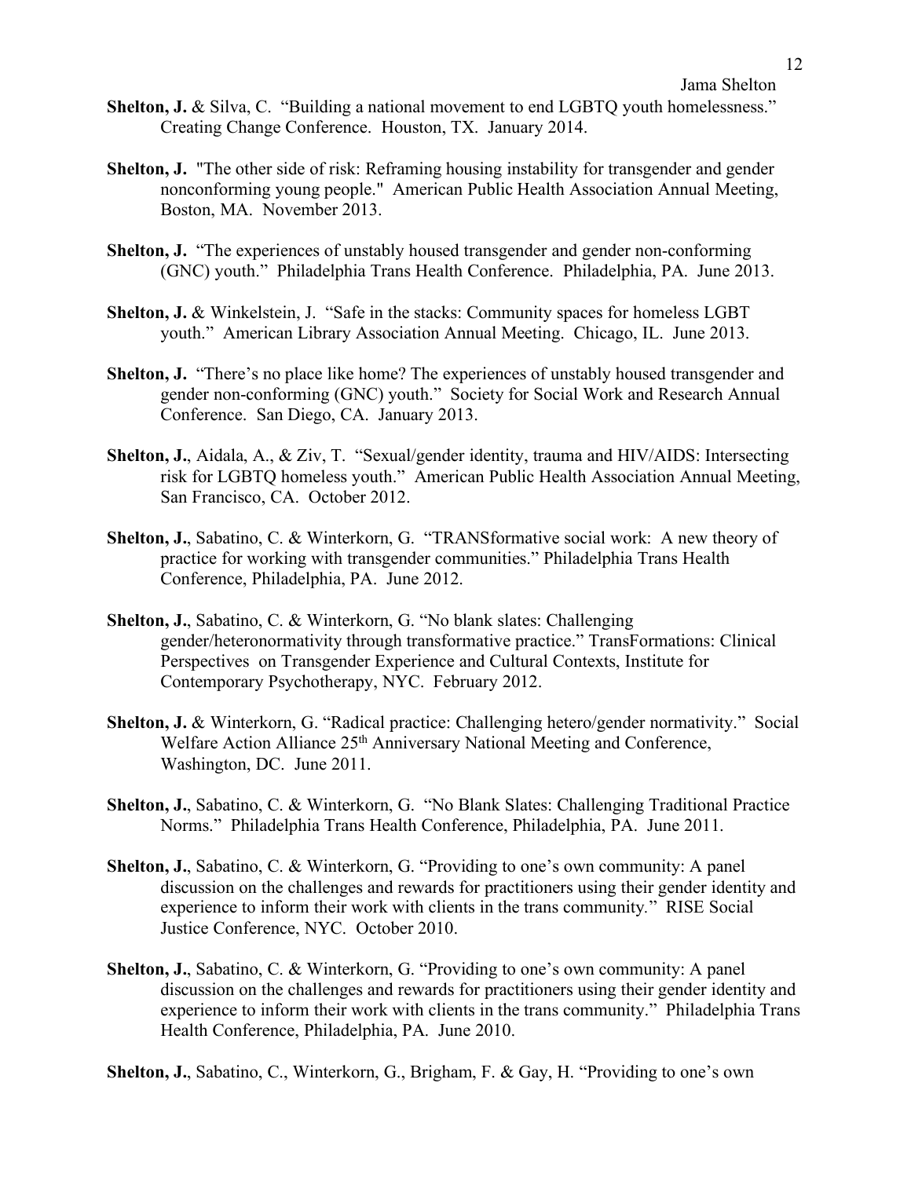**Shelton, J.** & Silva, C. "Building a national movement to end LGBTQ youth homelessness." Creating Change Conference. Houston, TX. January 2014.

**Shelton, J.** "The other side of risk: Reframing housing instability for transgender and gender nonconforming young people." American Public Health Association Annual Meeting, Boston, MA. November 2013.

**Shelton, J.** "The experiences of unstably housed transgender and gender non-conforming (GNC) youth." Philadelphia Trans Health Conference. Philadelphia, PA. June 2013.

**Shelton, J.** & Winkelstein, J. "Safe in the stacks: Community spaces for homeless LGBT youth." American Library Association Annual Meeting. Chicago, IL. June 2013.

**Shelton, J.** "There's no place like home? The experiences of unstably housed transgender and gender non-conforming (GNC) youth." Society for Social Work and Research Annual Conference. San Diego, CA. January 2013.

**Shelton, J.**, Aidala, A., & Ziv, T. "Sexual/gender identity, trauma and HIV/AIDS: Intersecting risk for LGBTQ homeless youth." American Public Health Association Annual Meeting, San Francisco, CA. October 2012.

**Shelton, J.**, Sabatino, C. & Winterkorn, G. "TRANSformative social work: A new theory of practice for working with transgender communities." Philadelphia Trans Health Conference, Philadelphia, PA. June 2012.

**Shelton, J.**, Sabatino, C. & Winterkorn, G. "No blank slates: Challenging gender/heteronormativity through transformative practice." TransFormations: Clinical Perspectives on Transgender Experience and Cultural Contexts, Institute for Contemporary Psychotherapy, NYC. February 2012.

**Shelton, J.** & Winterkorn, G. "Radical practice: Challenging hetero/gender normativity." Social Welfare Action Alliance 25th Anniversary National Meeting and Conference, Washington, DC. June 2011.

**Shelton, J.**, Sabatino, C. & Winterkorn, G. "No Blank Slates: Challenging Traditional Practice Norms." Philadelphia Trans Health Conference, Philadelphia, PA. June 2011.

**Shelton, J.**, Sabatino, C. & Winterkorn, G. "Providing to one's own community: A panel discussion on the challenges and rewards for practitioners using their gender identity and experience to inform their work with clients in the trans community." RISE Social Justice Conference, NYC. October 2010.

**Shelton, J.**, Sabatino, C. & Winterkorn, G. "Providing to one's own community: A panel discussion on the challenges and rewards for practitioners using their gender identity and experience to inform their work with clients in the trans community." Philadelphia Trans Health Conference, Philadelphia, PA. June 2010.

**Shelton, J.**, Sabatino, C., Winterkorn, G., Brigham, F. & Gay, H. "Providing to one's own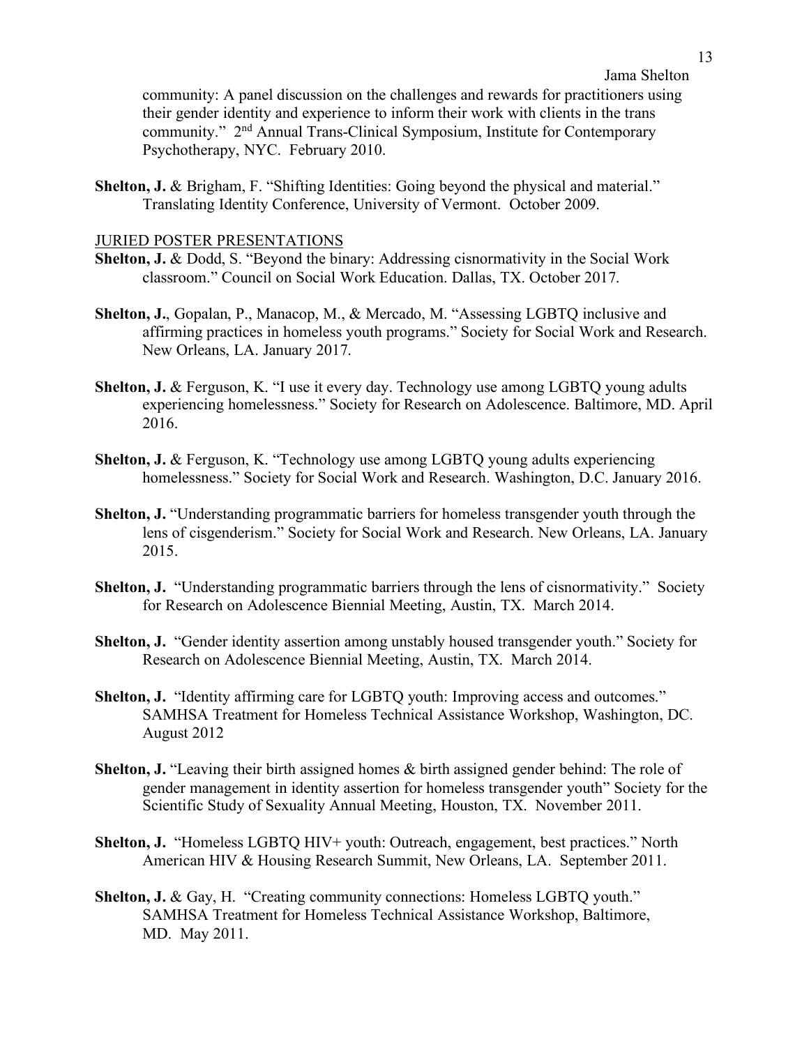community: A panel discussion on the challenges and rewards for practitioners using their gender identity and experience to inform their work with clients in the trans community." 2nd Annual Trans-Clinical Symposium, Institute for Contemporary Psychotherapy, NYC. February 2010.

**Shelton, J.** & Brigham, F. "Shifting Identities: Going beyond the physical and material." Translating Identity Conference, University of Vermont. October 2009.

JURIED POSTER PRESENTATIONS

**Shelton, J.** & Dodd, S. "Beyond the binary: Addressing cisnormativity in the Social Work classroom." Council on Social Work Education. Dallas, TX. October 2017.

**Shelton, J.**, Gopalan, P., Manacop, M., & Mercado, M. "Assessing LGBTQ inclusive and affirming practices in homeless youth programs." Society for Social Work and Research. New Orleans, LA. January 2017.

**Shelton, J.** & Ferguson, K. "I use it every day. Technology use among LGBTQ young adults experiencing homelessness." Society for Research on Adolescence. Baltimore, MD. April 2016.

**Shelton, J.** & Ferguson, K. "Technology use among LGBTQ young adults experiencing homelessness." Society for Social Work and Research. Washington, D.C. January 2016.

**Shelton, J.** "Understanding programmatic barriers for homeless transgender youth through the lens of cisgenderism." Society for Social Work and Research. New Orleans, LA. January 2015.

**Shelton, J.** "Understanding programmatic barriers through the lens of cisnormativity." Society for Research on Adolescence Biennial Meeting, Austin, TX. March 2014.

**Shelton, J.** "Gender identity assertion among unstably housed transgender youth." Society for Research on Adolescence Biennial Meeting, Austin, TX. March 2014.

**Shelton, J.** "Identity affirming care for LGBTQ youth: Improving access and outcomes." SAMHSA Treatment for Homeless Technical Assistance Workshop, Washington, DC. August 2012

**Shelton, J.** "Leaving their birth assigned homes & birth assigned gender behind: The role of gender management in identity assertion for homeless transgender youth" Society for the Scientific Study of Sexuality Annual Meeting, Houston, TX. November 2011.

**Shelton, J.** "Homeless LGBTQ HIV+ youth: Outreach, engagement, best practices." North American HIV & Housing Research Summit, New Orleans, LA. September 2011.

**Shelton, J.** & Gay, H. "Creating community connections: Homeless LGBTQ youth." SAMHSA Treatment for Homeless Technical Assistance Workshop, Baltimore, MD. May 2011.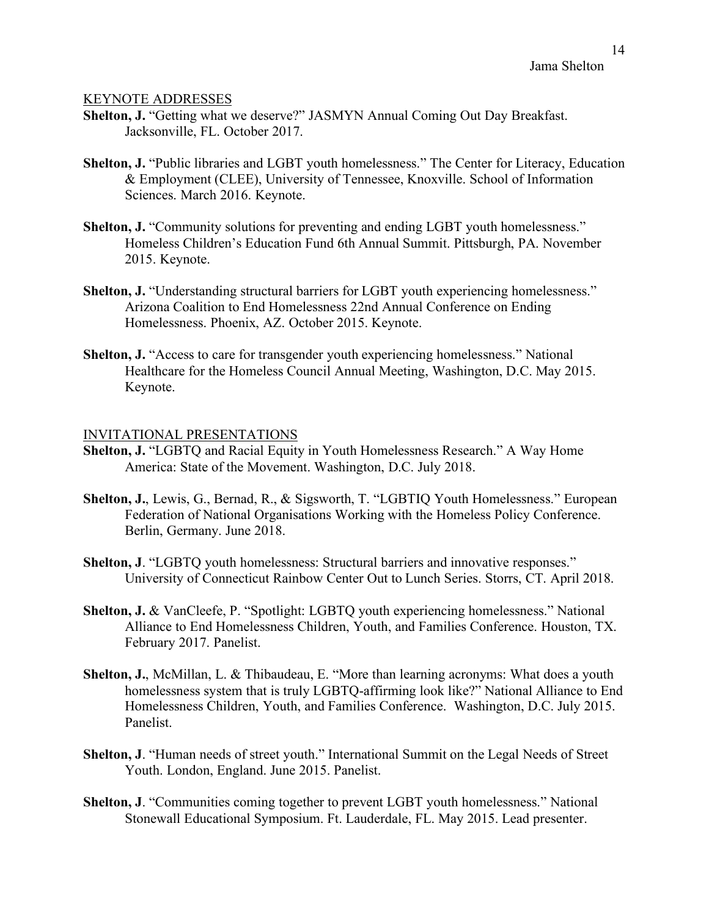## KEYNOTE ADDRESSES

**Shelton, J.** "Getting what we deserve?" JASMYN Annual Coming Out Day Breakfast. Jacksonville, FL. October 2017.

**Shelton, J.** "Public libraries and LGBT youth homelessness." The Center for Literacy, Education & Employment (CLEE), University of Tennessee, Knoxville. School of Information Sciences. March 2016. Keynote.

**Shelton, J.** "Community solutions for preventing and ending LGBT youth homelessness." Homeless Children's Education Fund 6th Annual Summit. Pittsburgh, PA. November 2015. Keynote.

**Shelton, J.** "Understanding structural barriers for LGBT youth experiencing homelessness." Arizona Coalition to End Homelessness 22nd Annual Conference on Ending Homelessness. Phoenix, AZ. October 2015. Keynote.

**Shelton, J.** "Access to care for transgender youth experiencing homelessness." National Healthcare for the Homeless Council Annual Meeting, Washington, D.C. May 2015. Keynote.

## INVITATIONAL PRESENTATIONS

**Shelton, J.** "LGBTQ and Racial Equity in Youth Homelessness Research." A Way Home America: State of the Movement. Washington, D.C. July 2018.

**Shelton, J.**, Lewis, G., Bernad, R., & Sigsworth, T. "LGBTIQ Youth Homelessness." European Federation of National Organisations Working with the Homeless Policy Conference. Berlin, Germany. June 2018.

**Shelton, J**. "LGBTQ youth homelessness: Structural barriers and innovative responses." University of Connecticut Rainbow Center Out to Lunch Series. Storrs, CT. April 2018.

**Shelton, J.** & VanCleefe, P. "Spotlight: LGBTQ youth experiencing homelessness." National Alliance to End Homelessness Children, Youth, and Families Conference. Houston, TX. February 2017. Panelist.

**Shelton, J.**, McMillan, L. & Thibaudeau, E. "More than learning acronyms: What does a youth homelessness system that is truly LGBTQ-affirming look like?" National Alliance to End Homelessness Children, Youth, and Families Conference. Washington, D.C. July 2015. Panelist.

**Shelton, J**. "Human needs of street youth." International Summit on the Legal Needs of Street Youth. London, England. June 2015. Panelist.

**Shelton, J**. "Communities coming together to prevent LGBT youth homelessness." National Stonewall Educational Symposium. Ft. Lauderdale, FL. May 2015. Lead presenter.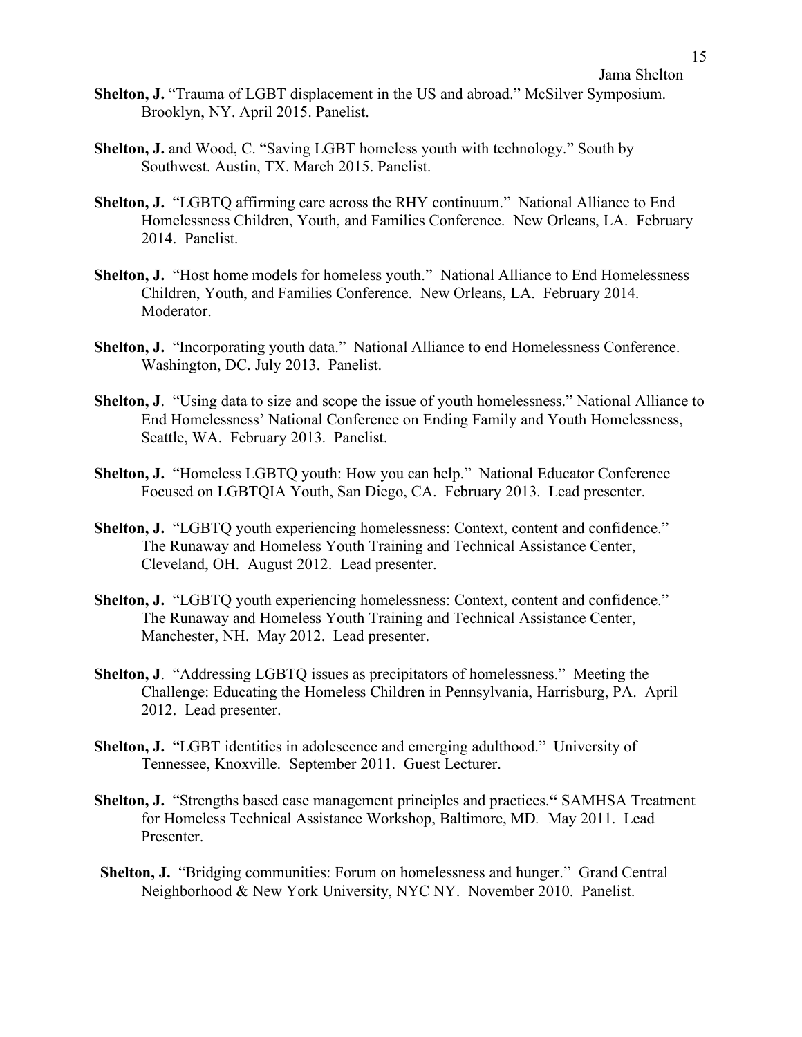**Shelton, J.** "Trauma of LGBT displacement in the US and abroad." McSilver Symposium. Brooklyn, NY. April 2015. Panelist.

**Shelton, J.** and Wood, C. "Saving LGBT homeless youth with technology." South by Southwest. Austin, TX. March 2015. Panelist.

**Shelton, J.** "LGBTQ affirming care across the RHY continuum." National Alliance to End Homelessness Children, Youth, and Families Conference. New Orleans, LA. February 2014. Panelist.

**Shelton, J.** "Host home models for homeless youth." National Alliance to End Homelessness Children, Youth, and Families Conference. New Orleans, LA. February 2014. Moderator.

**Shelton, J.** "Incorporating youth data." National Alliance to end Homelessness Conference. Washington, DC. July 2013. Panelist.

**Shelton, J**. "Using data to size and scope the issue of youth homelessness." National Alliance to End Homelessness' National Conference on Ending Family and Youth Homelessness, Seattle, WA. February 2013. Panelist.

**Shelton, J.** "Homeless LGBTQ youth: How you can help." National Educator Conference Focused on LGBTQIA Youth, San Diego, CA. February 2013. Lead presenter.

**Shelton, J.** "LGBTQ youth experiencing homelessness: Context, content and confidence." The Runaway and Homeless Youth Training and Technical Assistance Center, Cleveland, OH. August 2012. Lead presenter.

**Shelton, J.** "LGBTQ youth experiencing homelessness: Context, content and confidence." The Runaway and Homeless Youth Training and Technical Assistance Center, Manchester, NH. May 2012. Lead presenter.

**Shelton, J**. "Addressing LGBTQ issues as precipitators of homelessness." Meeting the Challenge: Educating the Homeless Children in Pennsylvania, Harrisburg, PA. April 2012. Lead presenter.

**Shelton, J.** "LGBT identities in adolescence and emerging adulthood." University of Tennessee, Knoxville. September 2011. Guest Lecturer.

**Shelton, J.** "Strengths based case management principles and practices." SAMHSA Treatment for Homeless Technical Assistance Workshop, Baltimore, MD. May 2011. Lead Presenter.

**Shelton, J.** "Bridging communities: Forum on homelessness and hunger." Grand Central Neighborhood & New York University, NYC NY. November 2010. Panelist.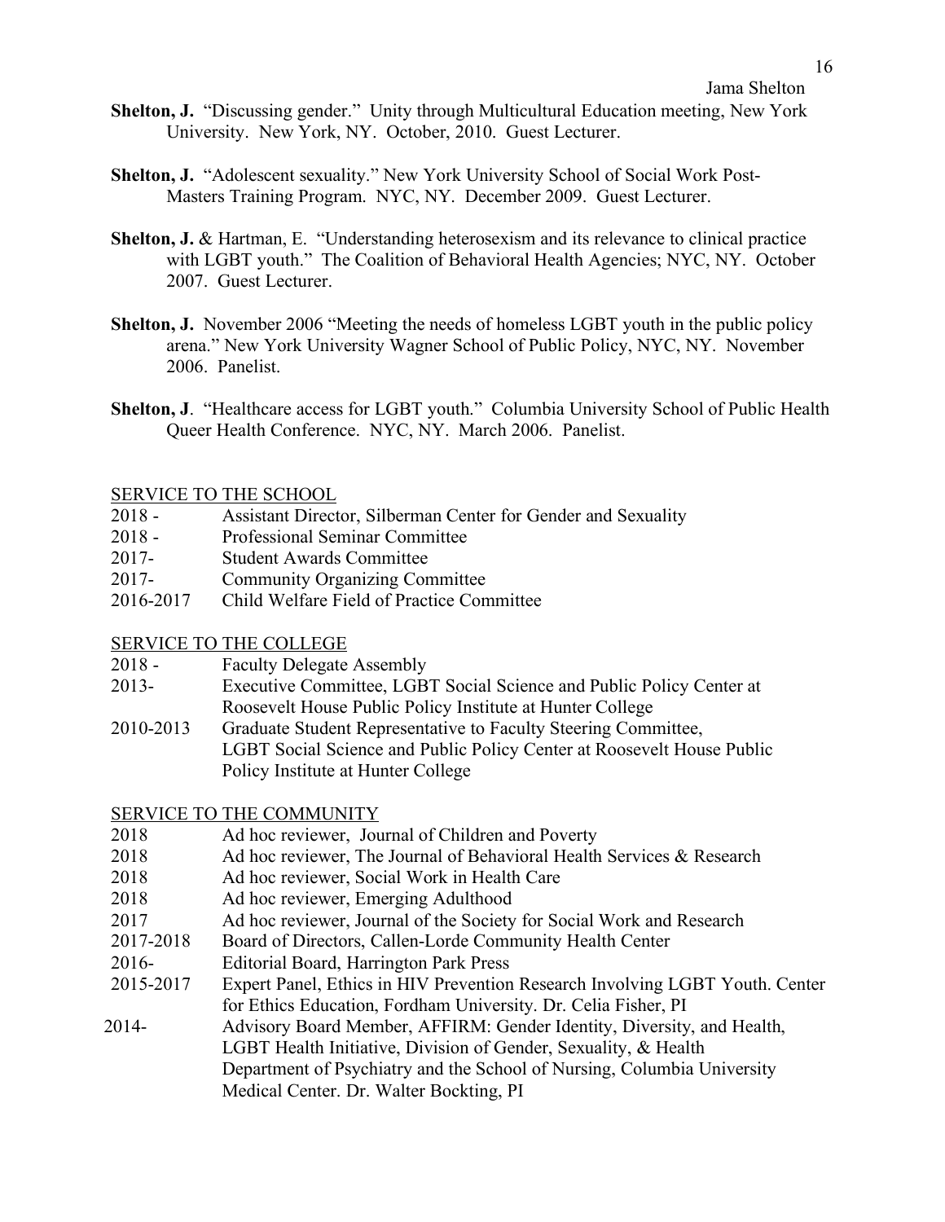**Shelton, J.** "Discussing gender." Unity through Multicultural Education meeting, New York University. New York, NY. October, 2010. Guest Lecturer.

**Shelton, J.** "Adolescent sexuality." New York University School of Social Work Post-Masters Training Program. NYC, NY. December 2009. Guest Lecturer.

**Shelton, J.** & Hartman, E. "Understanding heterosexism and its relevance to clinical practice with LGBT youth." The Coalition of Behavioral Health Agencies; NYC, NY. October 2007. Guest Lecturer.

**Shelton, J.** November 2006 "Meeting the needs of homeless LGBT youth in the public policy arena." New York University Wagner School of Public Policy, NYC, NY. November 2006. Panelist.

**Shelton, J**. "Healthcare access for LGBT youth." Columbia University School of Public Health Queer Health Conference. NYC, NY. March 2006. Panelist.

## SERVICE TO THE SCHOOL

| | |
|---|---|
| 2018 - | Assistant Director, Silberman Center for Gender and Sexuality |
| 2018 - | Professional Seminar Committee |
| 2017- | Student Awards Committee |
| 2017- | Community Organizing Committee |
| 2016-2017 | Child Welfare Field of Practice Committee |

## SERVICE TO THE COLLEGE

| | |
|---|---|
| 2018 - | Faculty Delegate Assembly |
| 2013- | Executive Committee, LGBT Social Science and Public Policy Center at Roosevelt House Public Policy Institute at Hunter College |
| 2010-2013 | Graduate Student Representative to Faculty Steering Committee, LGBT Social Science and Public Policy Center at Roosevelt House Public Policy Institute at Hunter College |

## SERVICE TO THE COMMUNITY

| | |
|---|---|
| 2018 | Ad hoc reviewer, Journal of Children and Poverty |
| 2018 | Ad hoc reviewer, The Journal of Behavioral Health Services & Research |
| 2018 | Ad hoc reviewer, Social Work in Health Care |
| 2018 | Ad hoc reviewer, Emerging Adulthood |
| 2017 | Ad hoc reviewer, Journal of the Society for Social Work and Research |
| 2017-2018 | Board of Directors, Callen-Lorde Community Health Center |
| 2016- | Editorial Board, Harrington Park Press |
| 2015-2017 | Expert Panel, Ethics in HIV Prevention Research Involving LGBT Youth. Center for Ethics Education, Fordham University. Dr. Celia Fisher, PI |
| 2014- | Advisory Board Member, AFFIRM: Gender Identity, Diversity, and Health, LGBT Health Initiative, Division of Gender, Sexuality, & Health Department of Psychiatry and the School of Nursing, Columbia University Medical Center. Dr. Walter Bockting, PI |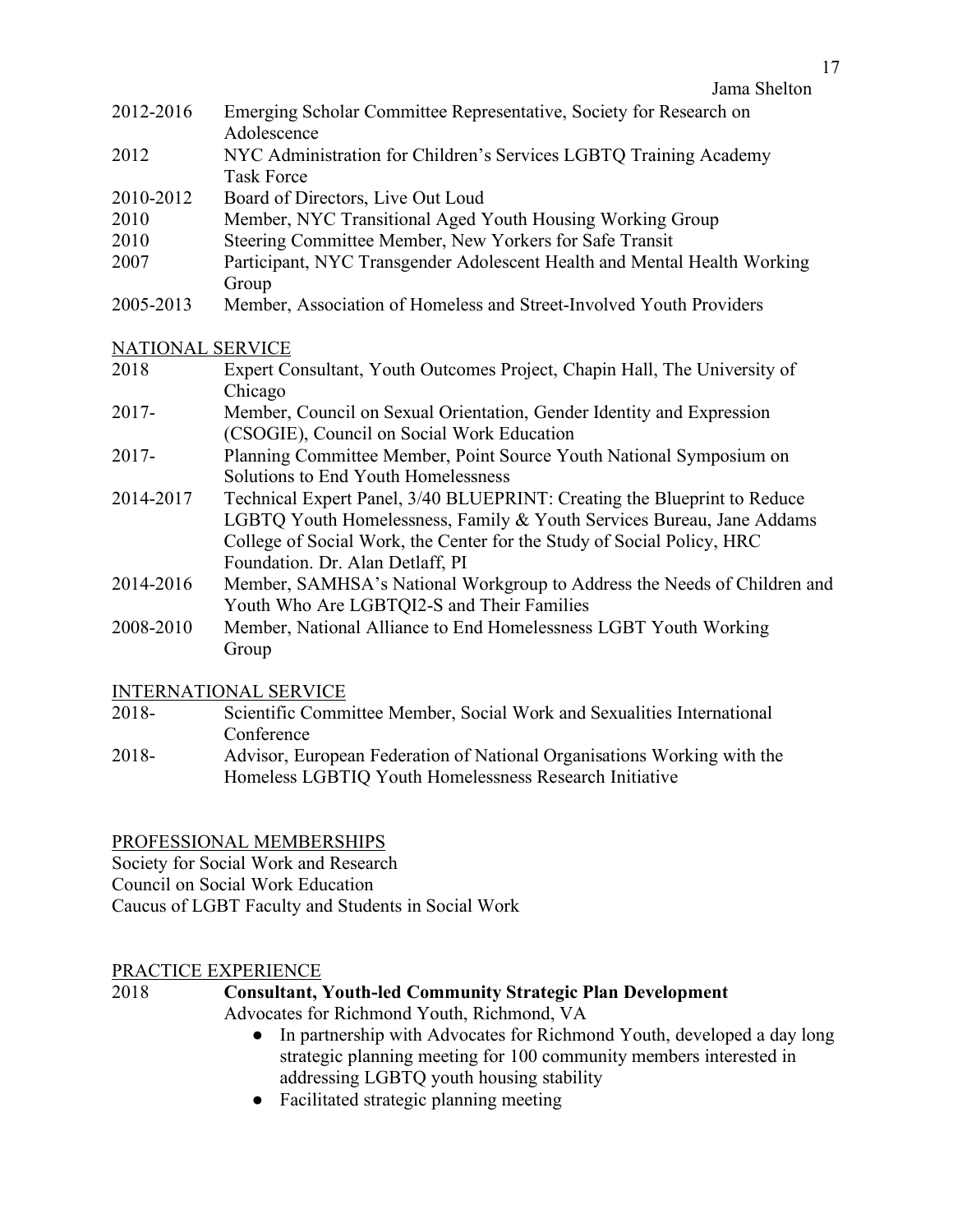2012-2016 Emerging Scholar Committee Representative, Society for Research on Adolescence

2012 NYC Administration for Children's Services LGBTQ Training Academy Task Force

2010-2012 Board of Directors, Live Out Loud

2010 Member, NYC Transitional Aged Youth Housing Working Group

2010 Steering Committee Member, New Yorkers for Safe Transit

2007 Participant, NYC Transgender Adolescent Health and Mental Health Working Group

2005-2013 Member, Association of Homeless and Street-Involved Youth Providers

## NATIONAL SERVICE

2018 Expert Consultant, Youth Outcomes Project, Chapin Hall, The University of Chicago

2017- Member, Council on Sexual Orientation, Gender Identity and Expression (CSOGIE), Council on Social Work Education

2017- Planning Committee Member, Point Source Youth National Symposium on Solutions to End Youth Homelessness

2014-2017 Technical Expert Panel, 3/40 BLUEPRINT: Creating the Blueprint to Reduce LGBTQ Youth Homelessness, Family & Youth Services Bureau, Jane Addams College of Social Work, the Center for the Study of Social Policy, HRC Foundation. Dr. Alan Detlaff, PI

2014-2016 Member, SAMHSA's National Workgroup to Address the Needs of Children and Youth Who Are LGBTQI2-S and Their Families

2008-2010 Member, National Alliance to End Homelessness LGBT Youth Working Group

## INTERNATIONAL SERVICE

2018- Scientific Committee Member, Social Work and Sexualities International Conference

2018- Advisor, European Federation of National Organisations Working with the Homeless LGBTIQ Youth Homelessness Research Initiative

## PROFESSIONAL MEMBERSHIPS

Society for Social Work and Research

Council on Social Work Education

Caucus of LGBT Faculty and Students in Social Work

## PRACTICE EXPERIENCE

2018 **Consultant, Youth-led Community Strategic Plan Development**

Advocates for Richmond Youth, Richmond, VA

- In partnership with Advocates for Richmond Youth, developed a day long strategic planning meeting for 100 community members interested in addressing LGBTQ youth housing stability
- Facilitated strategic planning meeting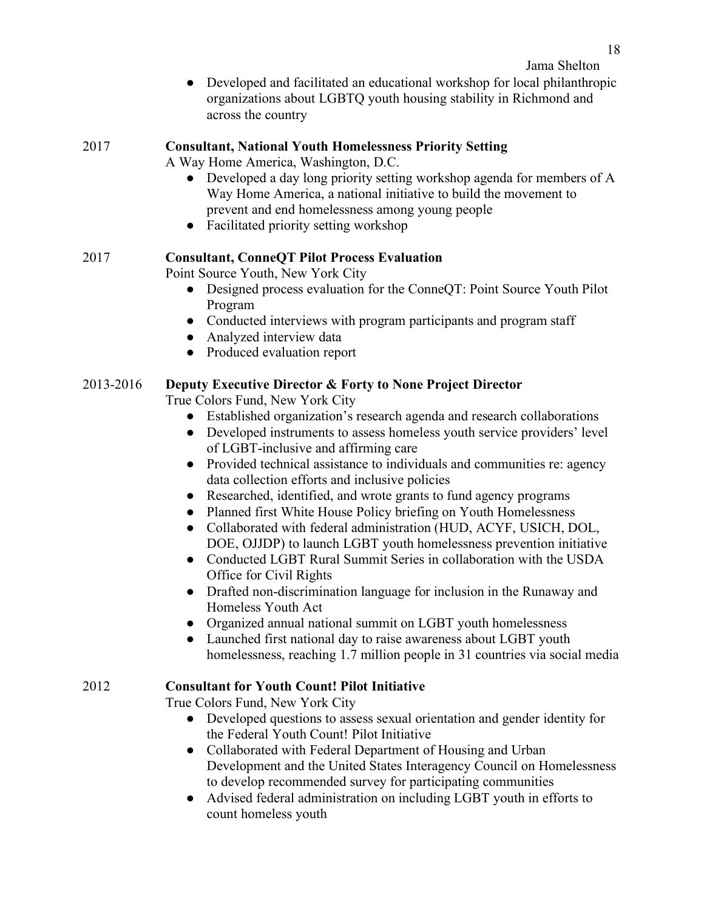- Developed and facilitated an educational workshop for local philanthropic organizations about LGBTQ youth housing stability in Richmond and across the country

2017 **Consultant, National Youth Homelessness Priority Setting**
A Way Home America, Washington, D.C.

- Developed a day long priority setting workshop agenda for members of A Way Home America, a national initiative to build the movement to prevent and end homelessness among young people
- Facilitated priority setting workshop

2017 **Consultant, ConneQT Pilot Process Evaluation**
Point Source Youth, New York City

- Designed process evaluation for the ConneQT: Point Source Youth Pilot Program
- Conducted interviews with program participants and program staff
- Analyzed interview data
- Produced evaluation report

2013-2016 **Deputy Executive Director & Forty to None Project Director**
True Colors Fund, New York City

- Established organization's research agenda and research collaborations
- Developed instruments to assess homeless youth service providers' level of LGBT-inclusive and affirming care
- Provided technical assistance to individuals and communities re: agency data collection efforts and inclusive policies
- Researched, identified, and wrote grants to fund agency programs
- Planned first White House Policy briefing on Youth Homelessness
- Collaborated with federal administration (HUD, ACYF, USICH, DOL, DOE, OJJDP) to launch LGBT youth homelessness prevention initiative
- Conducted LGBT Rural Summit Series in collaboration with the USDA Office for Civil Rights
- Drafted non-discrimination language for inclusion in the Runaway and Homeless Youth Act
- Organized annual national summit on LGBT youth homelessness
- Launched first national day to raise awareness about LGBT youth homelessness, reaching 1.7 million people in 31 countries via social media

2012 **Consultant for Youth Count! Pilot Initiative**
True Colors Fund, New York City

- Developed questions to assess sexual orientation and gender identity for the Federal Youth Count! Pilot Initiative
- Collaborated with Federal Department of Housing and Urban Development and the United States Interagency Council on Homelessness to develop recommended survey for participating communities
- Advised federal administration on including LGBT youth in efforts to count homeless youth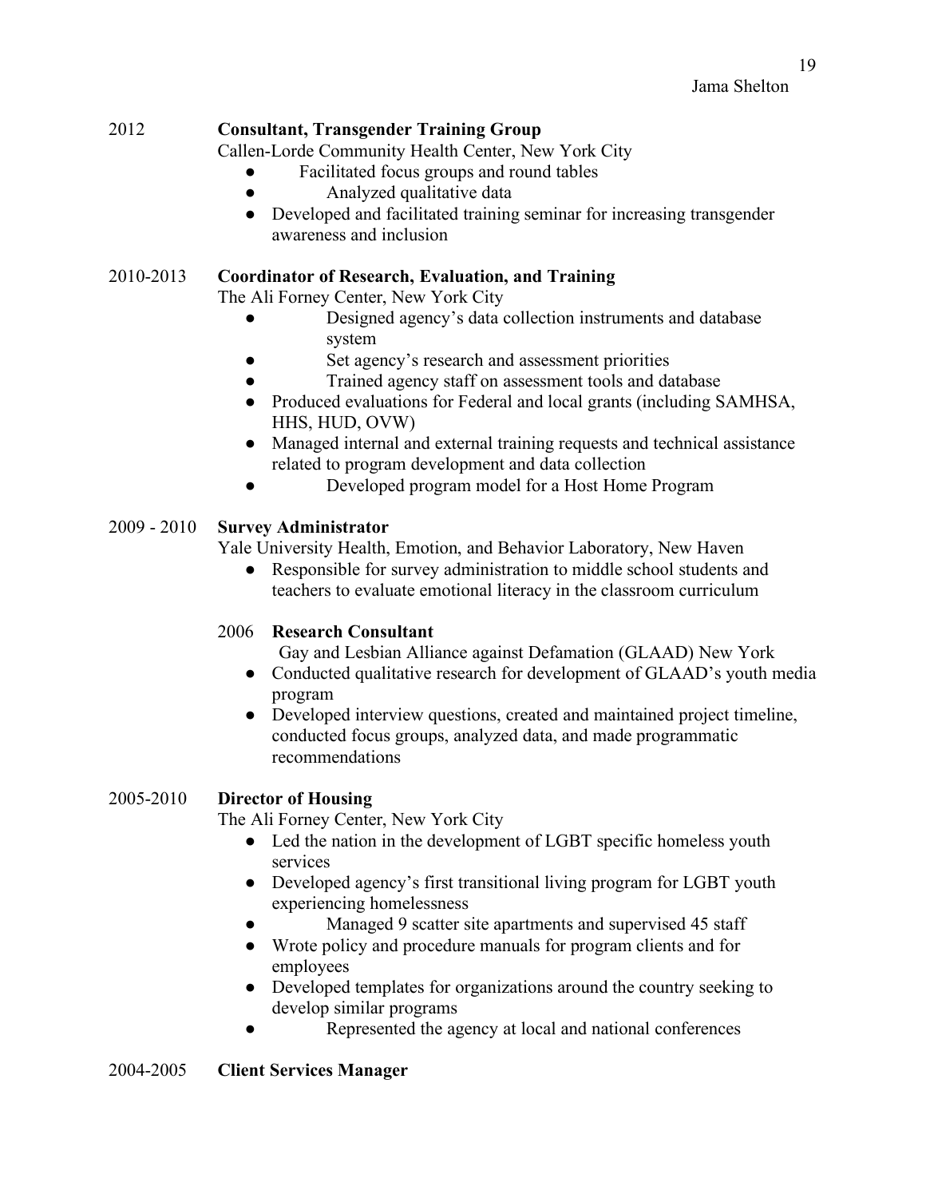2012 **Consultant, Transgender Training Group**

Callen-Lorde Community Health Center, New York City

- Facilitated focus groups and round tables
- Analyzed qualitative data
- Developed and facilitated training seminar for increasing transgender awareness and inclusion

2010-2013 **Coordinator of Research, Evaluation, and Training**

The Ali Forney Center, New York City

- Designed agency's data collection instruments and database system
- Set agency's research and assessment priorities
- Trained agency staff on assessment tools and database
- Produced evaluations for Federal and local grants (including SAMHSA, HHS, HUD, OVW)
- Managed internal and external training requests and technical assistance related to program development and data collection
- Developed program model for a Host Home Program

2009 - 2010 **Survey Administrator**

Yale University Health, Emotion, and Behavior Laboratory, New Haven

- Responsible for survey administration to middle school students and teachers to evaluate emotional literacy in the classroom curriculum

2006 **Research Consultant**

Gay and Lesbian Alliance against Defamation (GLAAD) New York

- Conducted qualitative research for development of GLAAD's youth media program
- Developed interview questions, created and maintained project timeline, conducted focus groups, analyzed data, and made programmatic recommendations

2005-2010 **Director of Housing**

The Ali Forney Center, New York City

- Led the nation in the development of LGBT specific homeless youth services
- Developed agency's first transitional living program for LGBT youth experiencing homelessness
- Managed 9 scatter site apartments and supervised 45 staff
- Wrote policy and procedure manuals for program clients and for employees
- Developed templates for organizations around the country seeking to develop similar programs
- Represented the agency at local and national conferences

2004-2005 **Client Services Manager**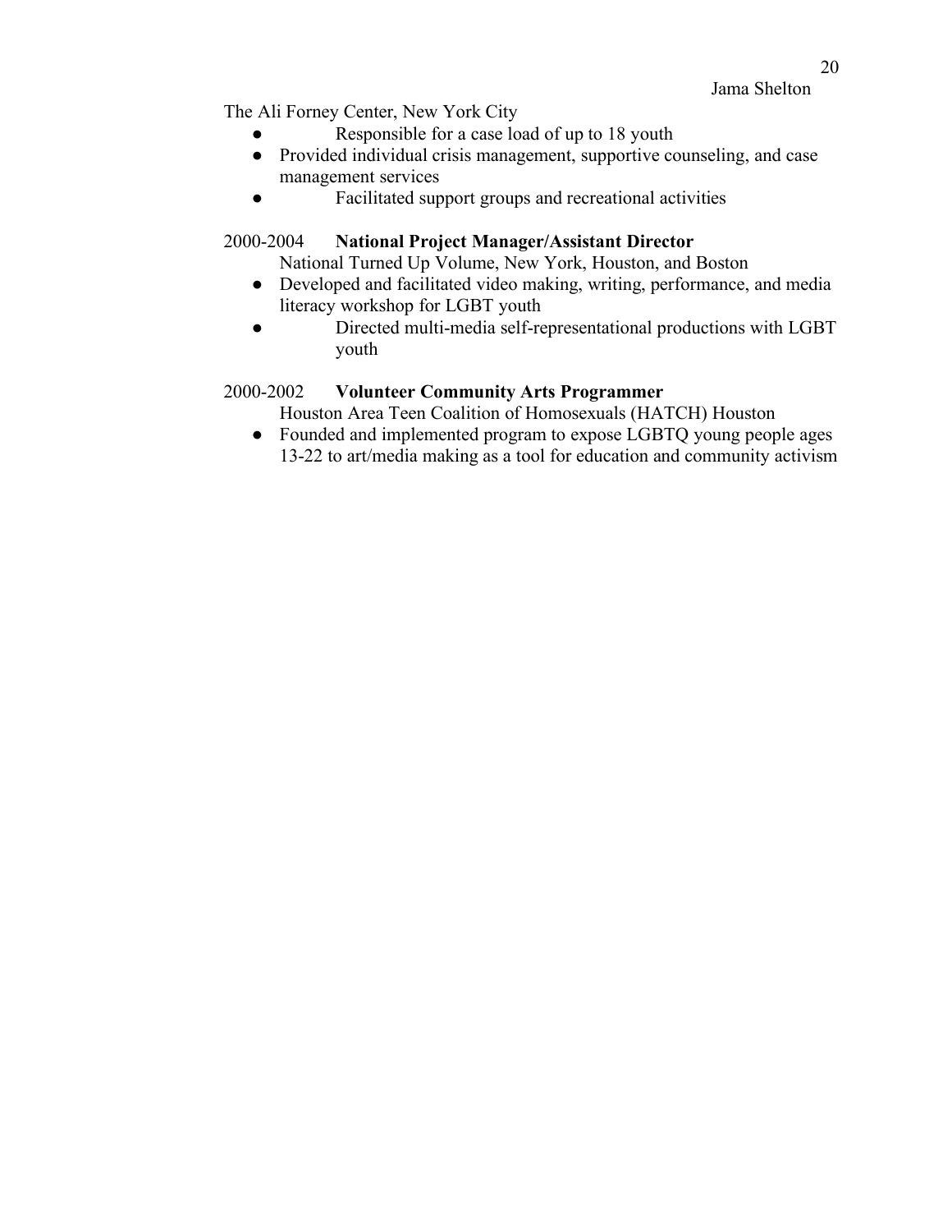The Ali Forney Center, New York City

- Responsible for a case load of up to 18 youth
- Provided individual crisis management, supportive counseling, and case management services
- Facilitated support groups and recreational activities

2000-2004 **National Project Manager/Assistant Director**

National Turned Up Volume, New York, Houston, and Boston

- Developed and facilitated video making, writing, performance, and media literacy workshop for LGBT youth
- Directed multi-media self-representational productions with LGBT youth

2000-2002 **Volunteer Community Arts Programmer**

Houston Area Teen Coalition of Homosexuals (HATCH) Houston

- Founded and implemented program to expose LGBTQ young people ages 13-22 to art/media making as a tool for education and community activism